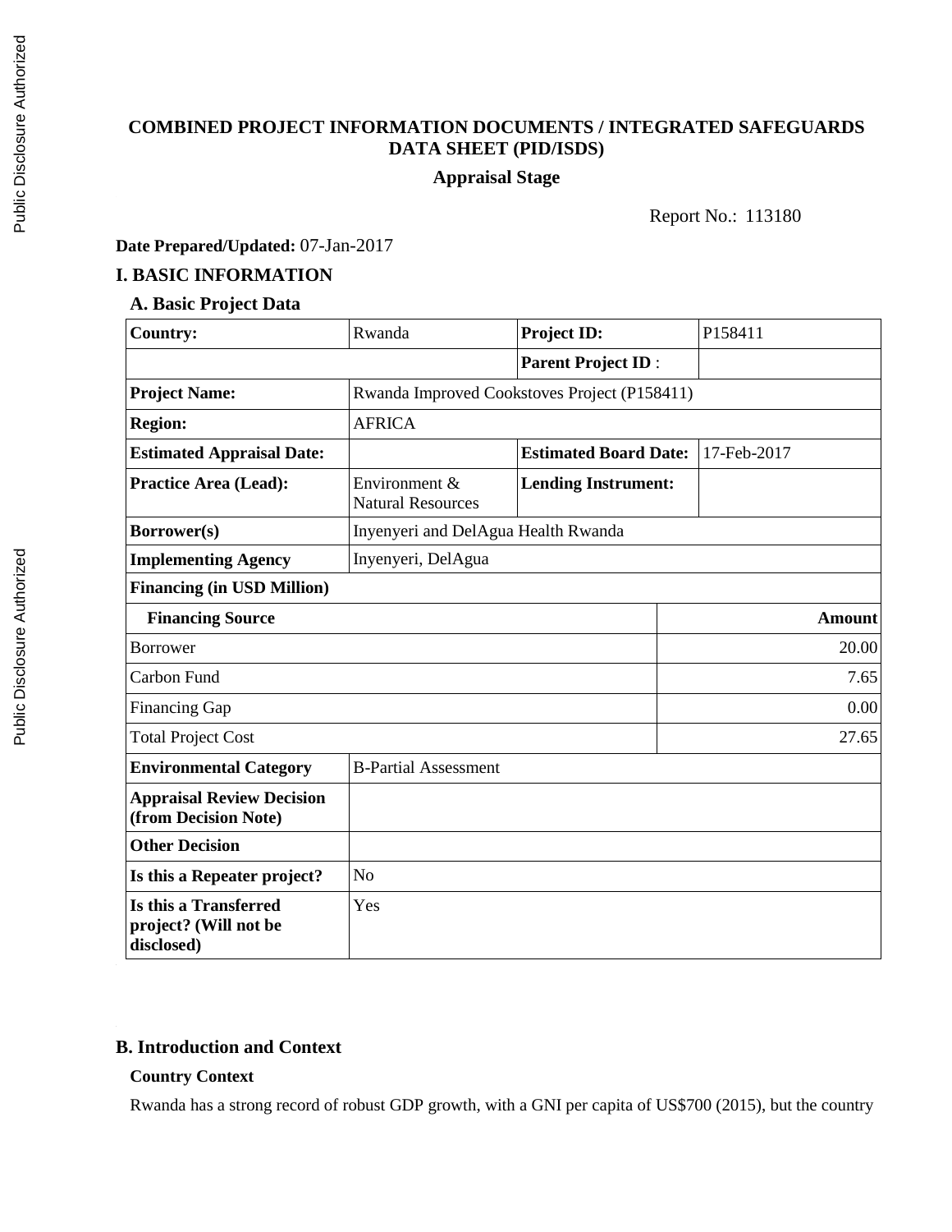# COMBINED PROJECT INFORMATION DOCUMENTS / INTEGRATED SAFEGUARDS DATA SHEET (PID/ISDS)

**Appraisal Stage**

Report No.: 113180

**Date Prepared/Updated:** 07-Jan-2017

## I. BASIC INFORMATION

### A. Basic Project Data

| **Country:** | Rwanda | **Project ID:** | P158411 |
|---|---|---|---|
| | | **Parent Project ID** : | |
| **Project Name:** | Rwanda Improved Cookstoves Project (P158411) | | |
| **Region:** | AFRICA | | |
| **Estimated Appraisal Date:** | | **Estimated Board Date:** | 17-Feb-2017 |
| **Practice Area (Lead):** | Environment & Natural Resources | **Lending Instrument:** | |
| **Borrower(s)** | Inyenyeri and DelAgua Health Rwanda | | |
| **Implementing Agency** | Inyenyeri, DelAgua | | |
| **Financing (in USD Million)** | | | |
| **Financing Source** | | | **Amount** |
| Borrower | | | 20.00 |
| Carbon Fund | | | 7.65 |
| Financing Gap | | | 0.00 |
| Total Project Cost | | | 27.65 |
| **Environmental Category** | B-Partial Assessment | | |
| **Appraisal Review Decision (from Decision Note)** | | | |
| **Other Decision** | | | |
| **Is this a Repeater project?** | No | | |
| **Is this a Transferred project? (Will not be disclosed)** | Yes | | |

### B. Introduction and Context

**Country Context**

Rwanda has a strong record of robust GDP growth, with a GNI per capita of US$700 (2015), but the country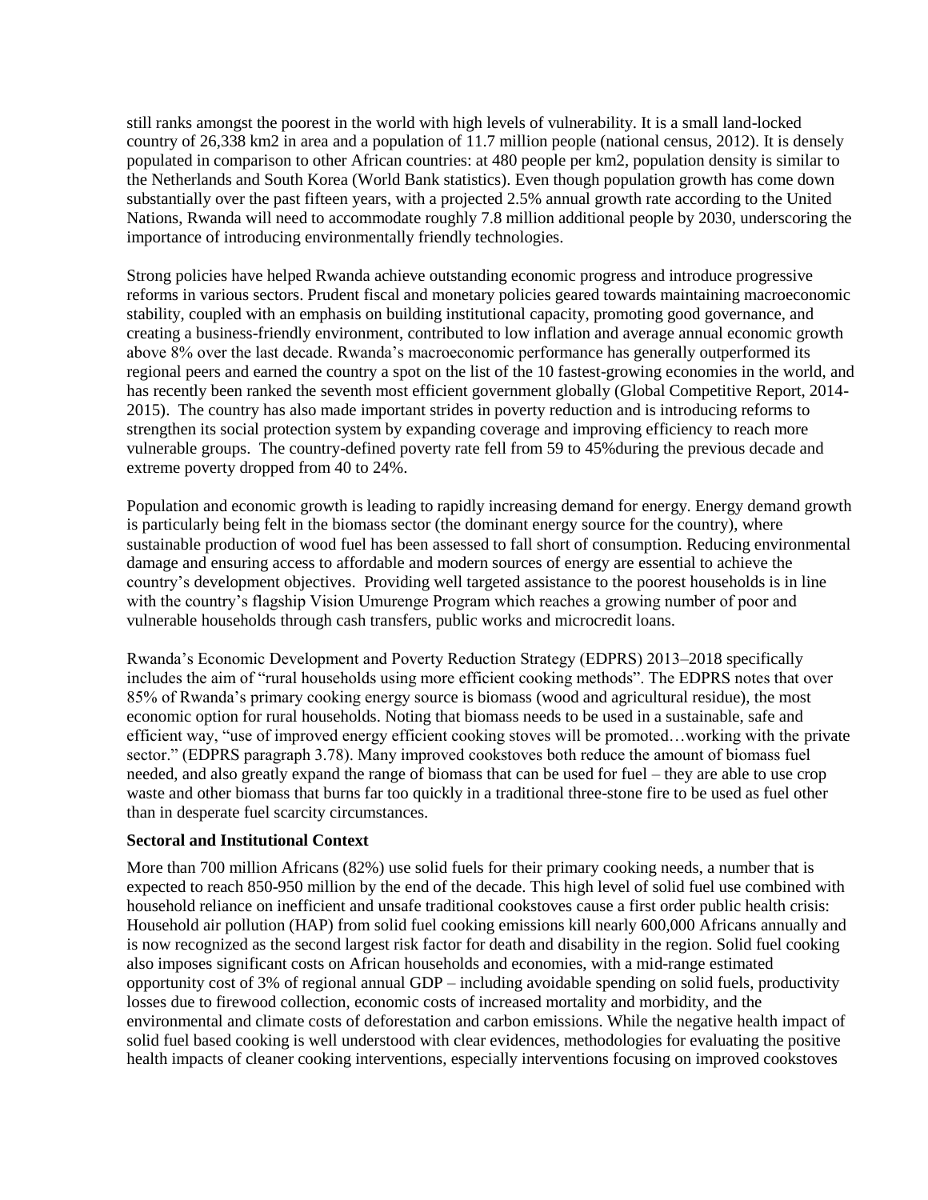still ranks amongst the poorest in the world with high levels of vulnerability. It is a small land-locked country of 26,338 km2 in area and a population of 11.7 million people (national census, 2012). It is densely populated in comparison to other African countries: at 480 people per km2, population density is similar to the Netherlands and South Korea (World Bank statistics). Even though population growth has come down substantially over the past fifteen years, with a projected 2.5% annual growth rate according to the United Nations, Rwanda will need to accommodate roughly 7.8 million additional people by 2030, underscoring the importance of introducing environmentally friendly technologies.

Strong policies have helped Rwanda achieve outstanding economic progress and introduce progressive reforms in various sectors. Prudent fiscal and monetary policies geared towards maintaining macroeconomic stability, coupled with an emphasis on building institutional capacity, promoting good governance, and creating a business-friendly environment, contributed to low inflation and average annual economic growth above 8% over the last decade. Rwanda's macroeconomic performance has generally outperformed its regional peers and earned the country a spot on the list of the 10 fastest-growing economies in the world, and has recently been ranked the seventh most efficient government globally (Global Competitive Report, 2014-2015). The country has also made important strides in poverty reduction and is introducing reforms to strengthen its social protection system by expanding coverage and improving efficiency to reach more vulnerable groups. The country-defined poverty rate fell from 59 to 45%during the previous decade and extreme poverty dropped from 40 to 24%.

Population and economic growth is leading to rapidly increasing demand for energy. Energy demand growth is particularly being felt in the biomass sector (the dominant energy source for the country), where sustainable production of wood fuel has been assessed to fall short of consumption. Reducing environmental damage and ensuring access to affordable and modern sources of energy are essential to achieve the country's development objectives. Providing well targeted assistance to the poorest households is in line with the country's flagship Vision Umurenge Program which reaches a growing number of poor and vulnerable households through cash transfers, public works and microcredit loans.

Rwanda's Economic Development and Poverty Reduction Strategy (EDPRS) 2013–2018 specifically includes the aim of "rural households using more efficient cooking methods". The EDPRS notes that over 85% of Rwanda's primary cooking energy source is biomass (wood and agricultural residue), the most economic option for rural households. Noting that biomass needs to be used in a sustainable, safe and efficient way, "use of improved energy efficient cooking stoves will be promoted…working with the private sector." (EDPRS paragraph 3.78). Many improved cookstoves both reduce the amount of biomass fuel needed, and also greatly expand the range of biomass that can be used for fuel – they are able to use crop waste and other biomass that burns far too quickly in a traditional three-stone fire to be used as fuel other than in desperate fuel scarcity circumstances.

**Sectoral and Institutional Context**

More than 700 million Africans (82%) use solid fuels for their primary cooking needs, a number that is expected to reach 850-950 million by the end of the decade. This high level of solid fuel use combined with household reliance on inefficient and unsafe traditional cookstoves cause a first order public health crisis: Household air pollution (HAP) from solid fuel cooking emissions kill nearly 600,000 Africans annually and is now recognized as the second largest risk factor for death and disability in the region. Solid fuel cooking also imposes significant costs on African households and economies, with a mid-range estimated opportunity cost of 3% of regional annual GDP – including avoidable spending on solid fuels, productivity losses due to firewood collection, economic costs of increased mortality and morbidity, and the environmental and climate costs of deforestation and carbon emissions. While the negative health impact of solid fuel based cooking is well understood with clear evidences, methodologies for evaluating the positive health impacts of cleaner cooking interventions, especially interventions focusing on improved cookstoves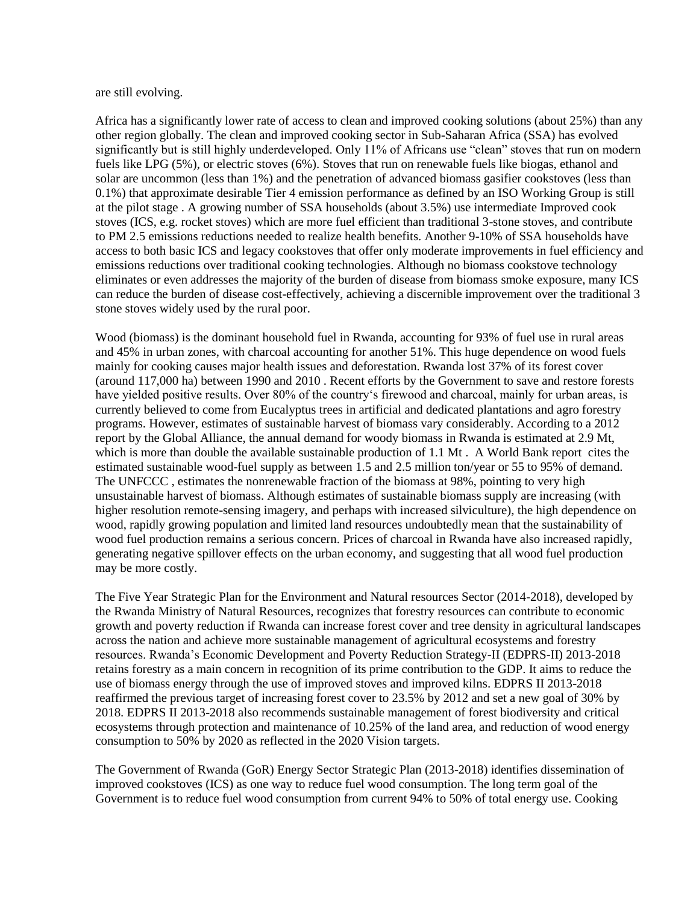are still evolving.

Africa has a significantly lower rate of access to clean and improved cooking solutions (about 25%) than any other region globally. The clean and improved cooking sector in Sub-Saharan Africa (SSA) has evolved significantly but is still highly underdeveloped. Only 11% of Africans use "clean" stoves that run on modern fuels like LPG (5%), or electric stoves (6%). Stoves that run on renewable fuels like biogas, ethanol and solar are uncommon (less than 1%) and the penetration of advanced biomass gasifier cookstoves (less than 0.1%) that approximate desirable Tier 4 emission performance as defined by an ISO Working Group is still at the pilot stage . A growing number of SSA households (about 3.5%) use intermediate Improved cook stoves (ICS, e.g. rocket stoves) which are more fuel efficient than traditional 3-stone stoves, and contribute to PM 2.5 emissions reductions needed to realize health benefits. Another 9-10% of SSA households have access to both basic ICS and legacy cookstoves that offer only moderate improvements in fuel efficiency and emissions reductions over traditional cooking technologies. Although no biomass cookstove technology eliminates or even addresses the majority of the burden of disease from biomass smoke exposure, many ICS can reduce the burden of disease cost-effectively, achieving a discernible improvement over the traditional 3 stone stoves widely used by the rural poor.

Wood (biomass) is the dominant household fuel in Rwanda, accounting for 93% of fuel use in rural areas and 45% in urban zones, with charcoal accounting for another 51%. This huge dependence on wood fuels mainly for cooking causes major health issues and deforestation. Rwanda lost 37% of its forest cover (around 117,000 ha) between 1990 and 2010 . Recent efforts by the Government to save and restore forests have yielded positive results. Over 80% of the country's firewood and charcoal, mainly for urban areas, is currently believed to come from Eucalyptus trees in artificial and dedicated plantations and agro forestry programs. However, estimates of sustainable harvest of biomass vary considerably. According to a 2012 report by the Global Alliance, the annual demand for woody biomass in Rwanda is estimated at 2.9 Mt, which is more than double the available sustainable production of 1.1 Mt . A World Bank report cites the estimated sustainable wood-fuel supply as between 1.5 and 2.5 million ton/year or 55 to 95% of demand. The UNFCCC , estimates the nonrenewable fraction of the biomass at 98%, pointing to very high unsustainable harvest of biomass. Although estimates of sustainable biomass supply are increasing (with higher resolution remote-sensing imagery, and perhaps with increased silviculture), the high dependence on wood, rapidly growing population and limited land resources undoubtedly mean that the sustainability of wood fuel production remains a serious concern. Prices of charcoal in Rwanda have also increased rapidly, generating negative spillover effects on the urban economy, and suggesting that all wood fuel production may be more costly.

The Five Year Strategic Plan for the Environment and Natural resources Sector (2014-2018), developed by the Rwanda Ministry of Natural Resources, recognizes that forestry resources can contribute to economic growth and poverty reduction if Rwanda can increase forest cover and tree density in agricultural landscapes across the nation and achieve more sustainable management of agricultural ecosystems and forestry resources. Rwanda's Economic Development and Poverty Reduction Strategy-II (EDPRS-II) 2013-2018 retains forestry as a main concern in recognition of its prime contribution to the GDP. It aims to reduce the use of biomass energy through the use of improved stoves and improved kilns. EDPRS II 2013-2018 reaffirmed the previous target of increasing forest cover to 23.5% by 2012 and set a new goal of 30% by 2018. EDPRS II 2013-2018 also recommends sustainable management of forest biodiversity and critical ecosystems through protection and maintenance of 10.25% of the land area, and reduction of wood energy consumption to 50% by 2020 as reflected in the 2020 Vision targets.

The Government of Rwanda (GoR) Energy Sector Strategic Plan (2013-2018) identifies dissemination of improved cookstoves (ICS) as one way to reduce fuel wood consumption. The long term goal of the Government is to reduce fuel wood consumption from current 94% to 50% of total energy use. Cooking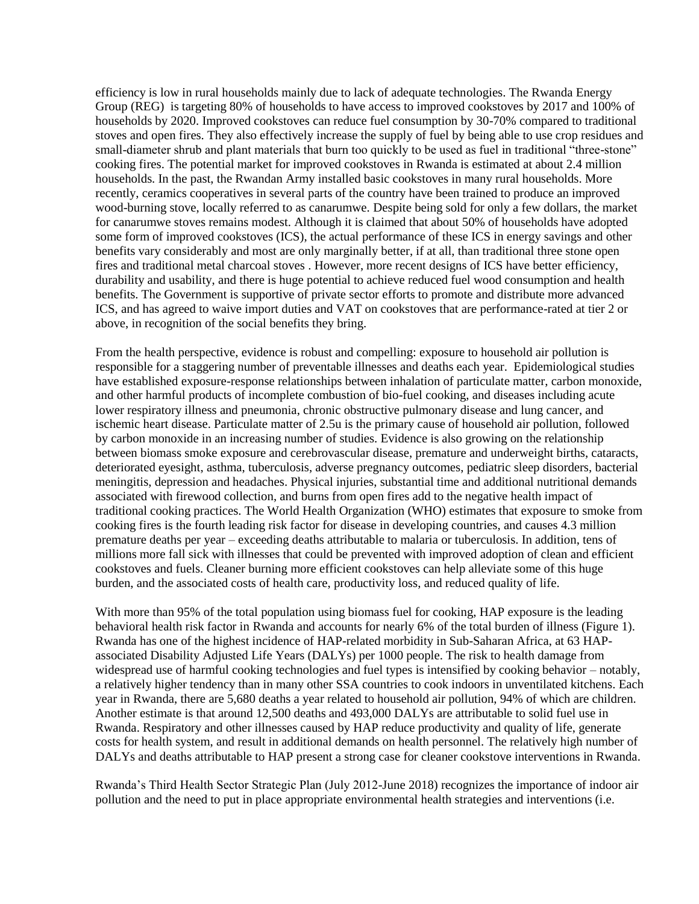efficiency is low in rural households mainly due to lack of adequate technologies. The Rwanda Energy Group (REG) is targeting 80% of households to have access to improved cookstoves by 2017 and 100% of households by 2020. Improved cookstoves can reduce fuel consumption by 30-70% compared to traditional stoves and open fires. They also effectively increase the supply of fuel by being able to use crop residues and small-diameter shrub and plant materials that burn too quickly to be used as fuel in traditional "three-stone" cooking fires. The potential market for improved cookstoves in Rwanda is estimated at about 2.4 million households. In the past, the Rwandan Army installed basic cookstoves in many rural households. More recently, ceramics cooperatives in several parts of the country have been trained to produce an improved wood-burning stove, locally referred to as canarumwe. Despite being sold for only a few dollars, the market for canarumwe stoves remains modest. Although it is claimed that about 50% of households have adopted some form of improved cookstoves (ICS), the actual performance of these ICS in energy savings and other benefits vary considerably and most are only marginally better, if at all, than traditional three stone open fires and traditional metal charcoal stoves . However, more recent designs of ICS have better efficiency, durability and usability, and there is huge potential to achieve reduced fuel wood consumption and health benefits. The Government is supportive of private sector efforts to promote and distribute more advanced ICS, and has agreed to waive import duties and VAT on cookstoves that are performance-rated at tier 2 or above, in recognition of the social benefits they bring.

From the health perspective, evidence is robust and compelling: exposure to household air pollution is responsible for a staggering number of preventable illnesses and deaths each year. Epidemiological studies have established exposure-response relationships between inhalation of particulate matter, carbon monoxide, and other harmful products of incomplete combustion of bio-fuel cooking, and diseases including acute lower respiratory illness and pneumonia, chronic obstructive pulmonary disease and lung cancer, and ischemic heart disease. Particulate matter of 2.5u is the primary cause of household air pollution, followed by carbon monoxide in an increasing number of studies. Evidence is also growing on the relationship between biomass smoke exposure and cerebrovascular disease, premature and underweight births, cataracts, deteriorated eyesight, asthma, tuberculosis, adverse pregnancy outcomes, pediatric sleep disorders, bacterial meningitis, depression and headaches. Physical injuries, substantial time and additional nutritional demands associated with firewood collection, and burns from open fires add to the negative health impact of traditional cooking practices. The World Health Organization (WHO) estimates that exposure to smoke from cooking fires is the fourth leading risk factor for disease in developing countries, and causes 4.3 million premature deaths per year – exceeding deaths attributable to malaria or tuberculosis. In addition, tens of millions more fall sick with illnesses that could be prevented with improved adoption of clean and efficient cookstoves and fuels. Cleaner burning more efficient cookstoves can help alleviate some of this huge burden, and the associated costs of health care, productivity loss, and reduced quality of life.

With more than 95% of the total population using biomass fuel for cooking, HAP exposure is the leading behavioral health risk factor in Rwanda and accounts for nearly 6% of the total burden of illness (Figure 1). Rwanda has one of the highest incidence of HAP-related morbidity in Sub-Saharan Africa, at 63 HAP-associated Disability Adjusted Life Years (DALYs) per 1000 people. The risk to health damage from widespread use of harmful cooking technologies and fuel types is intensified by cooking behavior – notably, a relatively higher tendency than in many other SSA countries to cook indoors in unventilated kitchens. Each year in Rwanda, there are 5,680 deaths a year related to household air pollution, 94% of which are children. Another estimate is that around 12,500 deaths and 493,000 DALYs are attributable to solid fuel use in Rwanda. Respiratory and other illnesses caused by HAP reduce productivity and quality of life, generate costs for health system, and result in additional demands on health personnel. The relatively high number of DALYs and deaths attributable to HAP present a strong case for cleaner cookstove interventions in Rwanda.

Rwanda's Third Health Sector Strategic Plan (July 2012-June 2018) recognizes the importance of indoor air pollution and the need to put in place appropriate environmental health strategies and interventions (i.e.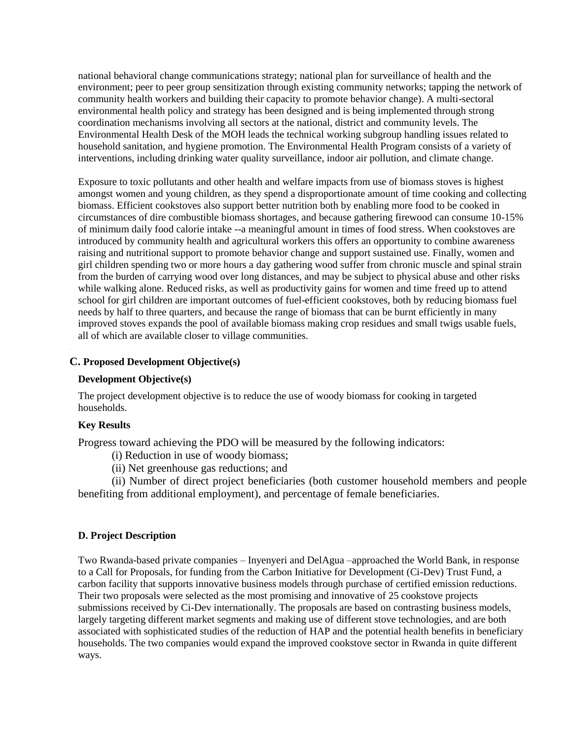national behavioral change communications strategy; national plan for surveillance of health and the environment; peer to peer group sensitization through existing community networks; tapping the network of community health workers and building their capacity to promote behavior change). A multi-sectoral environmental health policy and strategy has been designed and is being implemented through strong coordination mechanisms involving all sectors at the national, district and community levels. The Environmental Health Desk of the MOH leads the technical working subgroup handling issues related to household sanitation, and hygiene promotion. The Environmental Health Program consists of a variety of interventions, including drinking water quality surveillance, indoor air pollution, and climate change.

Exposure to toxic pollutants and other health and welfare impacts from use of biomass stoves is highest amongst women and young children, as they spend a disproportionate amount of time cooking and collecting biomass. Efficient cookstoves also support better nutrition both by enabling more food to be cooked in circumstances of dire combustible biomass shortages, and because gathering firewood can consume 10-15% of minimum daily food calorie intake --a meaningful amount in times of food stress. When cookstoves are introduced by community health and agricultural workers this offers an opportunity to combine awareness raising and nutritional support to promote behavior change and support sustained use. Finally, women and girl children spending two or more hours a day gathering wood suffer from chronic muscle and spinal strain from the burden of carrying wood over long distances, and may be subject to physical abuse and other risks while walking alone. Reduced risks, as well as productivity gains for women and time freed up to attend school for girl children are important outcomes of fuel-efficient cookstoves, both by reducing biomass fuel needs by half to three quarters, and because the range of biomass that can be burnt efficiently in many improved stoves expands the pool of available biomass making crop residues and small twigs usable fuels, all of which are available closer to village communities.

## C. Proposed Development Objective(s)

### Development Objective(s)

The project development objective is to reduce the use of woody biomass for cooking in targeted households.

### Key Results

Progress toward achieving the PDO will be measured by the following indicators:

(i) Reduction in use of woody biomass;

(ii) Net greenhouse gas reductions; and

(ii) Number of direct project beneficiaries (both customer household members and people benefiting from additional employment), and percentage of female beneficiaries.

## D. Project Description

Two Rwanda-based private companies – Inyenyeri and DelAgua –approached the World Bank, in response to a Call for Proposals, for funding from the Carbon Initiative for Development (Ci-Dev) Trust Fund, a carbon facility that supports innovative business models through purchase of certified emission reductions. Their two proposals were selected as the most promising and innovative of 25 cookstove projects submissions received by Ci-Dev internationally. The proposals are based on contrasting business models, largely targeting different market segments and making use of different stove technologies, and are both associated with sophisticated studies of the reduction of HAP and the potential health benefits in beneficiary households. The two companies would expand the improved cookstove sector in Rwanda in quite different ways.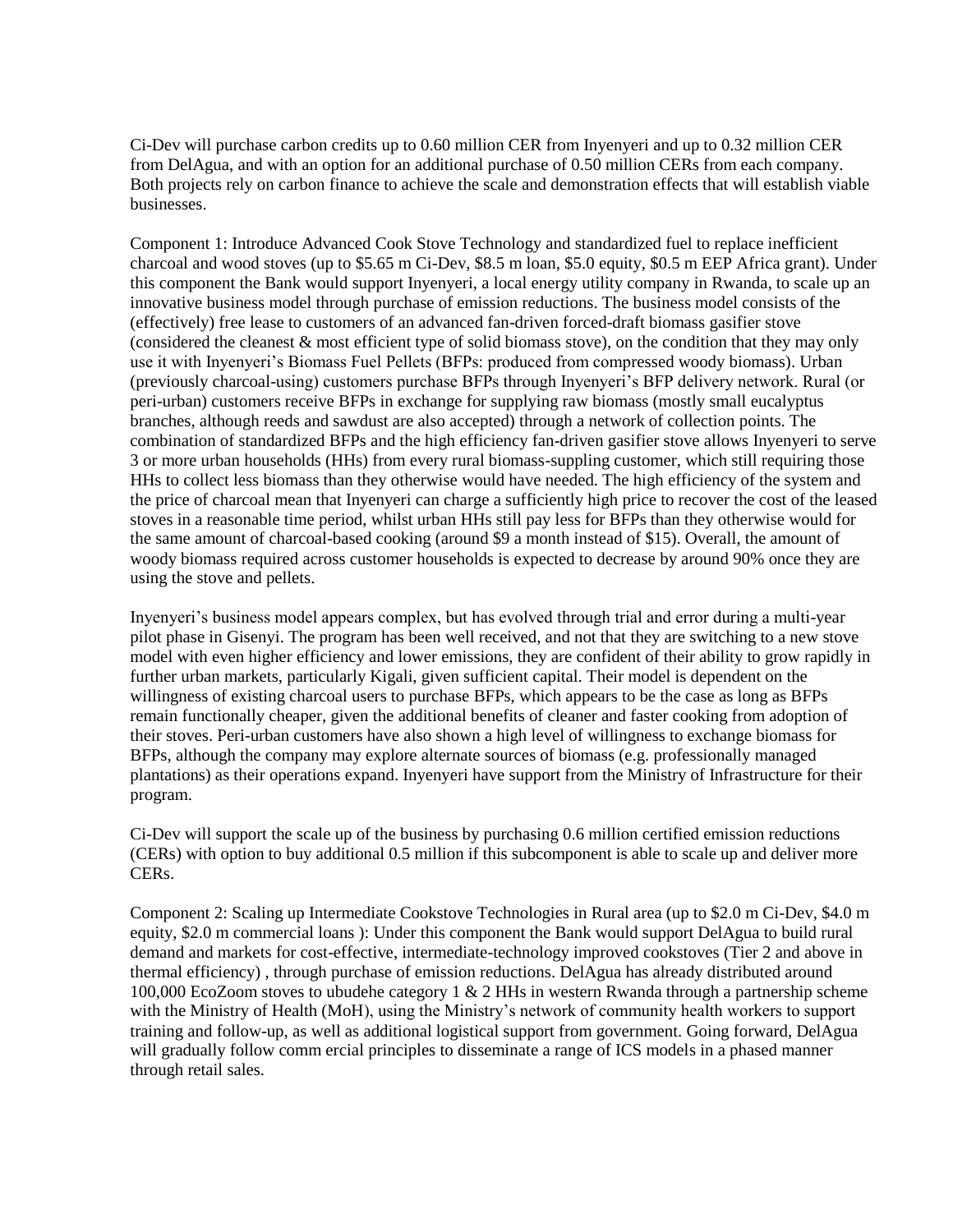Ci-Dev will purchase carbon credits up to 0.60 million CER from Inyenyeri and up to 0.32 million CER from DelAgua, and with an option for an additional purchase of 0.50 million CERs from each company. Both projects rely on carbon finance to achieve the scale and demonstration effects that will establish viable businesses.

Component 1: Introduce Advanced Cook Stove Technology and standardized fuel to replace inefficient charcoal and wood stoves (up to $5.65 m Ci-Dev, $8.5 m loan, $5.0 equity, $0.5 m EEP Africa grant). Under this component the Bank would support Inyenyeri, a local energy utility company in Rwanda, to scale up an innovative business model through purchase of emission reductions. The business model consists of the (effectively) free lease to customers of an advanced fan-driven forced-draft biomass gasifier stove (considered the cleanest & most efficient type of solid biomass stove), on the condition that they may only use it with Inyenyeri's Biomass Fuel Pellets (BFPs: produced from compressed woody biomass). Urban (previously charcoal-using) customers purchase BFPs through Inyenyeri's BFP delivery network. Rural (or peri-urban) customers receive BFPs in exchange for supplying raw biomass (mostly small eucalyptus branches, although reeds and sawdust are also accepted) through a network of collection points. The combination of standardized BFPs and the high efficiency fan-driven gasifier stove allows Inyenyeri to serve 3 or more urban households (HHs) from every rural biomass-suppling customer, which still requiring those HHs to collect less biomass than they otherwise would have needed. The high efficiency of the system and the price of charcoal mean that Inyenyeri can charge a sufficiently high price to recover the cost of the leased stoves in a reasonable time period, whilst urban HHs still pay less for BFPs than they otherwise would for the same amount of charcoal-based cooking (around $9 a month instead of $15). Overall, the amount of woody biomass required across customer households is expected to decrease by around 90% once they are using the stove and pellets.

Inyenyeri's business model appears complex, but has evolved through trial and error during a multi-year pilot phase in Gisenyi. The program has been well received, and not that they are switching to a new stove model with even higher efficiency and lower emissions, they are confident of their ability to grow rapidly in further urban markets, particularly Kigali, given sufficient capital. Their model is dependent on the willingness of existing charcoal users to purchase BFPs, which appears to be the case as long as BFPs remain functionally cheaper, given the additional benefits of cleaner and faster cooking from adoption of their stoves. Peri-urban customers have also shown a high level of willingness to exchange biomass for BFPs, although the company may explore alternate sources of biomass (e.g. professionally managed plantations) as their operations expand. Inyenyeri have support from the Ministry of Infrastructure for their program.

Ci-Dev will support the scale up of the business by purchasing 0.6 million certified emission reductions (CERs) with option to buy additional 0.5 million if this subcomponent is able to scale up and deliver more CERs.

Component 2: Scaling up Intermediate Cookstove Technologies in Rural area (up to $2.0 m Ci-Dev, $4.0 m equity, $2.0 m commercial loans ): Under this component the Bank would support DelAgua to build rural demand and markets for cost-effective, intermediate-technology improved cookstoves (Tier 2 and above in thermal efficiency) , through purchase of emission reductions. DelAgua has already distributed around 100,000 EcoZoom stoves to ubudehe category 1 & 2 HHs in western Rwanda through a partnership scheme with the Ministry of Health (MoH), using the Ministry's network of community health workers to support training and follow-up, as well as additional logistical support from government. Going forward, DelAgua will gradually follow comm ercial principles to disseminate a range of ICS models in a phased manner through retail sales.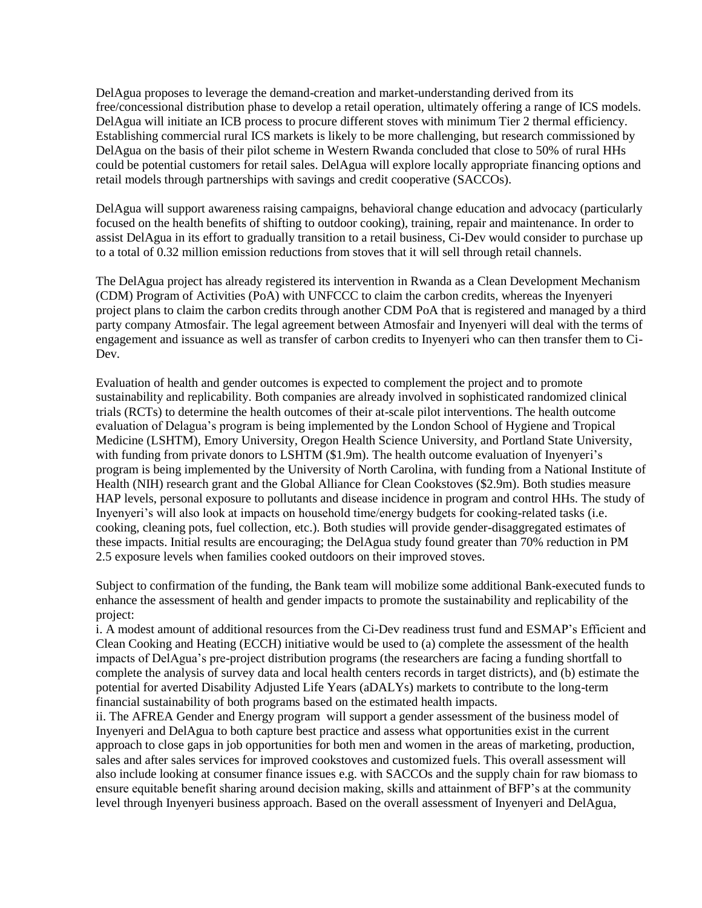DelAgua proposes to leverage the demand-creation and market-understanding derived from its free/concessional distribution phase to develop a retail operation, ultimately offering a range of ICS models. DelAgua will initiate an ICB process to procure different stoves with minimum Tier 2 thermal efficiency. Establishing commercial rural ICS markets is likely to be more challenging, but research commissioned by DelAgua on the basis of their pilot scheme in Western Rwanda concluded that close to 50% of rural HHs could be potential customers for retail sales. DelAgua will explore locally appropriate financing options and retail models through partnerships with savings and credit cooperative (SACCOs).

DelAgua will support awareness raising campaigns, behavioral change education and advocacy (particularly focused on the health benefits of shifting to outdoor cooking), training, repair and maintenance. In order to assist DelAgua in its effort to gradually transition to a retail business, Ci-Dev would consider to purchase up to a total of 0.32 million emission reductions from stoves that it will sell through retail channels.

The DelAgua project has already registered its intervention in Rwanda as a Clean Development Mechanism (CDM) Program of Activities (PoA) with UNFCCC to claim the carbon credits, whereas the Inyenyeri project plans to claim the carbon credits through another CDM PoA that is registered and managed by a third party company Atmosfair. The legal agreement between Atmosfair and Inyenyeri will deal with the terms of engagement and issuance as well as transfer of carbon credits to Inyenyeri who can then transfer them to Ci-Dev.

Evaluation of health and gender outcomes is expected to complement the project and to promote sustainability and replicability. Both companies are already involved in sophisticated randomized clinical trials (RCTs) to determine the health outcomes of their at-scale pilot interventions. The health outcome evaluation of Delagua's program is being implemented by the London School of Hygiene and Tropical Medicine (LSHTM), Emory University, Oregon Health Science University, and Portland State University, with funding from private donors to LSHTM ($1.9m). The health outcome evaluation of Inyenyeri's program is being implemented by the University of North Carolina, with funding from a National Institute of Health (NIH) research grant and the Global Alliance for Clean Cookstoves ($2.9m). Both studies measure HAP levels, personal exposure to pollutants and disease incidence in program and control HHs. The study of Inyenyeri's will also look at impacts on household time/energy budgets for cooking-related tasks (i.e. cooking, cleaning pots, fuel collection, etc.). Both studies will provide gender-disaggregated estimates of these impacts. Initial results are encouraging; the DelAgua study found greater than 70% reduction in PM 2.5 exposure levels when families cooked outdoors on their improved stoves.

Subject to confirmation of the funding, the Bank team will mobilize some additional Bank-executed funds to enhance the assessment of health and gender impacts to promote the sustainability and replicability of the project:

i. A modest amount of additional resources from the Ci-Dev readiness trust fund and ESMAP's Efficient and Clean Cooking and Heating (ECCH) initiative would be used to (a) complete the assessment of the health impacts of DelAgua's pre-project distribution programs (the researchers are facing a funding shortfall to complete the analysis of survey data and local health centers records in target districts), and (b) estimate the potential for averted Disability Adjusted Life Years (aDALYs) markets to contribute to the long-term financial sustainability of both programs based on the estimated health impacts.

ii. The AFREA Gender and Energy program will support a gender assessment of the business model of Inyenyeri and DelAgua to both capture best practice and assess what opportunities exist in the current approach to close gaps in job opportunities for both men and women in the areas of marketing, production, sales and after sales services for improved cookstoves and customized fuels. This overall assessment will also include looking at consumer finance issues e.g. with SACCOs and the supply chain for raw biomass to ensure equitable benefit sharing around decision making, skills and attainment of BFP's at the community level through Inyenyeri business approach. Based on the overall assessment of Inyenyeri and DelAgua,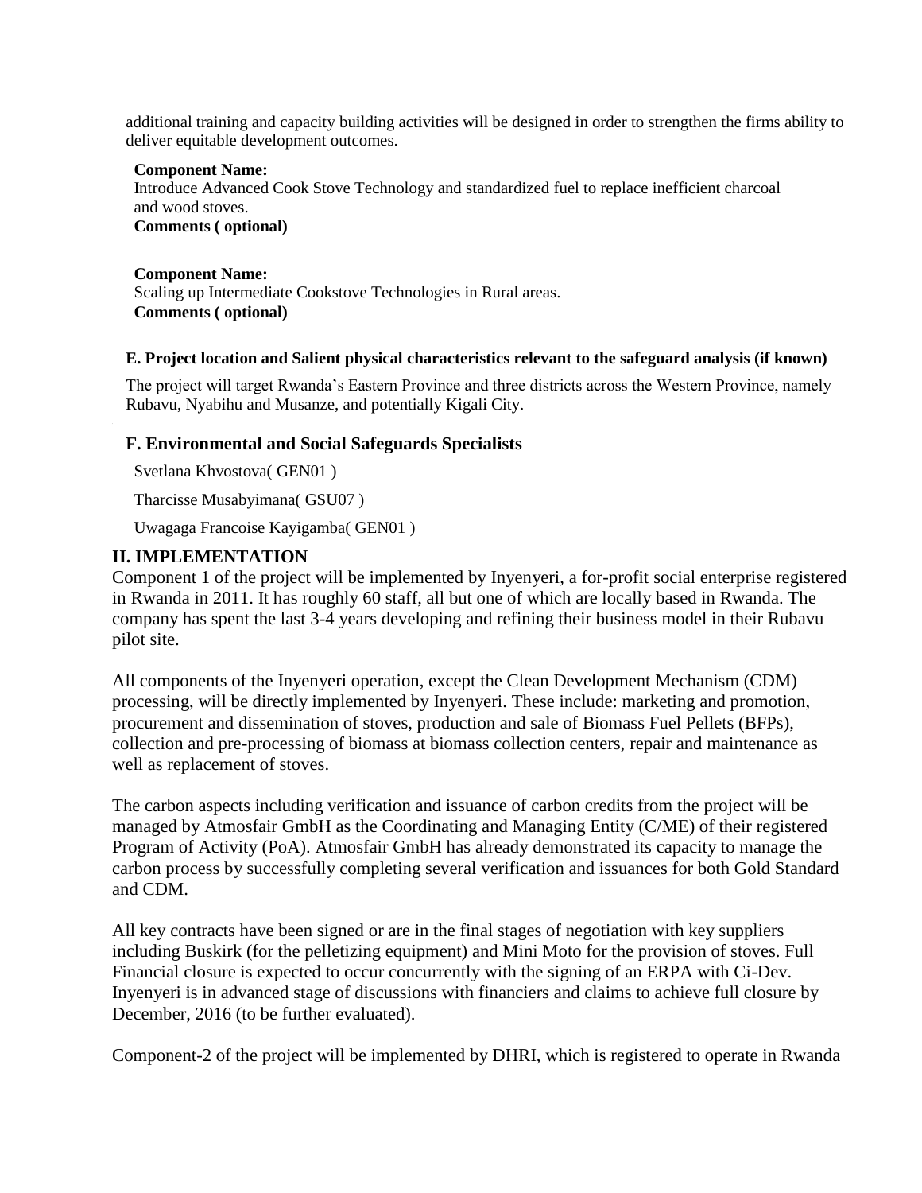additional training and capacity building activities will be designed in order to strengthen the firms ability to deliver equitable development outcomes.

**Component Name:**
Introduce Advanced Cook Stove Technology and standardized fuel to replace inefficient charcoal and wood stoves.
**Comments ( optional)**

**Component Name:**
Scaling up Intermediate Cookstove Technologies in Rural areas.
**Comments ( optional)**

### E. Project location and Salient physical characteristics relevant to the safeguard analysis (if known)

The project will target Rwanda's Eastern Province and three districts across the Western Province, namely Rubavu, Nyabihu and Musanze, and potentially Kigali City.

### F. Environmental and Social Safeguards Specialists

Svetlana Khvostova( GEN01 )

Tharcisse Musabyimana( GSU07 )

Uwagaga Francoise Kayigamba( GEN01 )

## II. IMPLEMENTATION

Component 1 of the project will be implemented by Inyenyeri, a for-profit social enterprise registered in Rwanda in 2011. It has roughly 60 staff, all but one of which are locally based in Rwanda. The company has spent the last 3-4 years developing and refining their business model in their Rubavu pilot site.

All components of the Inyenyeri operation, except the Clean Development Mechanism (CDM) processing, will be directly implemented by Inyenyeri. These include: marketing and promotion, procurement and dissemination of stoves, production and sale of Biomass Fuel Pellets (BFPs), collection and pre-processing of biomass at biomass collection centers, repair and maintenance as well as replacement of stoves.

The carbon aspects including verification and issuance of carbon credits from the project will be managed by Atmosfair GmbH as the Coordinating and Managing Entity (C/ME) of their registered Program of Activity (PoA). Atmosfair GmbH has already demonstrated its capacity to manage the carbon process by successfully completing several verification and issuances for both Gold Standard and CDM.

All key contracts have been signed or are in the final stages of negotiation with key suppliers including Buskirk (for the pelletizing equipment) and Mini Moto for the provision of stoves. Full Financial closure is expected to occur concurrently with the signing of an ERPA with Ci-Dev. Inyenyeri is in advanced stage of discussions with financiers and claims to achieve full closure by December, 2016 (to be further evaluated).

Component-2 of the project will be implemented by DHRI, which is registered to operate in Rwanda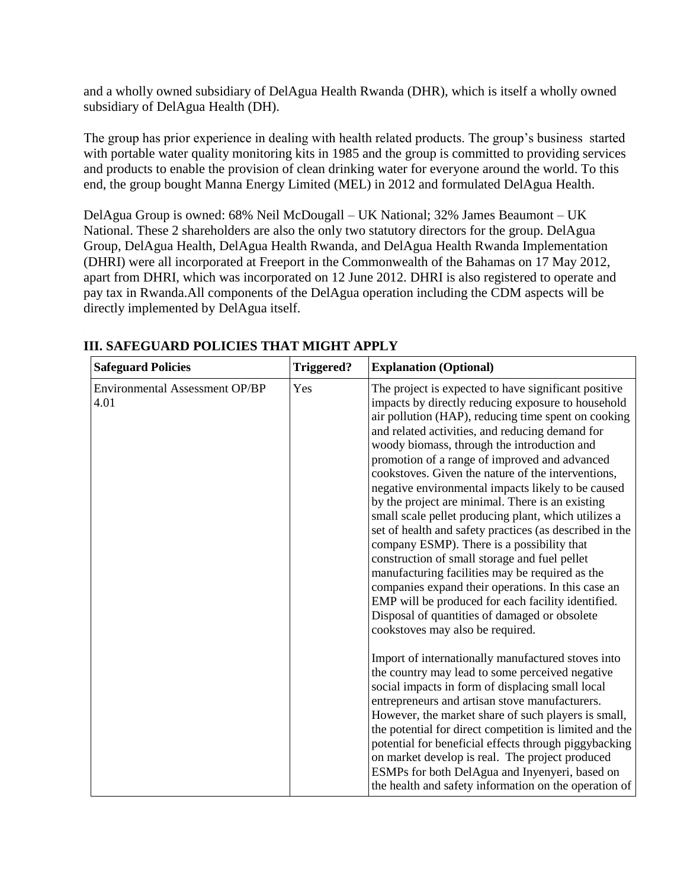and a wholly owned subsidiary of DelAgua Health Rwanda (DHR), which is itself a wholly owned subsidiary of DelAgua Health (DH).

The group has prior experience in dealing with health related products. The group's business started with portable water quality monitoring kits in 1985 and the group is committed to providing services and products to enable the provision of clean drinking water for everyone around the world. To this end, the group bought Manna Energy Limited (MEL) in 2012 and formulated DelAgua Health.

DelAgua Group is owned: 68% Neil McDougall – UK National; 32% James Beaumont – UK National. These 2 shareholders are also the only two statutory directors for the group. DelAgua Group, DelAgua Health, DelAgua Health Rwanda, and DelAgua Health Rwanda Implementation (DHRI) were all incorporated at Freeport in the Commonwealth of the Bahamas on 17 May 2012, apart from DHRI, which was incorporated on 12 June 2012. DHRI is also registered to operate and pay tax in Rwanda.All components of the DelAgua operation including the CDM aspects will be directly implemented by DelAgua itself.

## III. SAFEGUARD POLICIES THAT MIGHT APPLY

| Safeguard Policies | Triggered? | Explanation (Optional) |
|---|---|---|
| Environmental Assessment OP/BP 4.01 | Yes | The project is expected to have significant positive impacts by directly reducing exposure to household air pollution (HAP), reducing time spent on cooking and related activities, and reducing demand for woody biomass, through the introduction and promotion of a range of improved and advanced cookstoves. Given the nature of the interventions, negative environmental impacts likely to be caused by the project are minimal. There is an existing small scale pellet producing plant, which utilizes a set of health and safety practices (as described in the company ESMP). There is a possibility that construction of small storage and fuel pellet manufacturing facilities may be required as the companies expand their operations. In this case an EMP will be produced for each facility identified. Disposal of quantities of damaged or obsolete cookstoves may also be required.<br><br>Import of internationally manufactured stoves into the country may lead to some perceived negative social impacts in form of displacing small local entrepreneurs and artisan stove manufacturers. However, the market share of such players is small, the potential for direct competition is limited and the potential for beneficial effects through piggybacking on market develop is real. The project produced ESMPs for both DelAgua and Inyenyeri, based on the health and safety information on the operation of |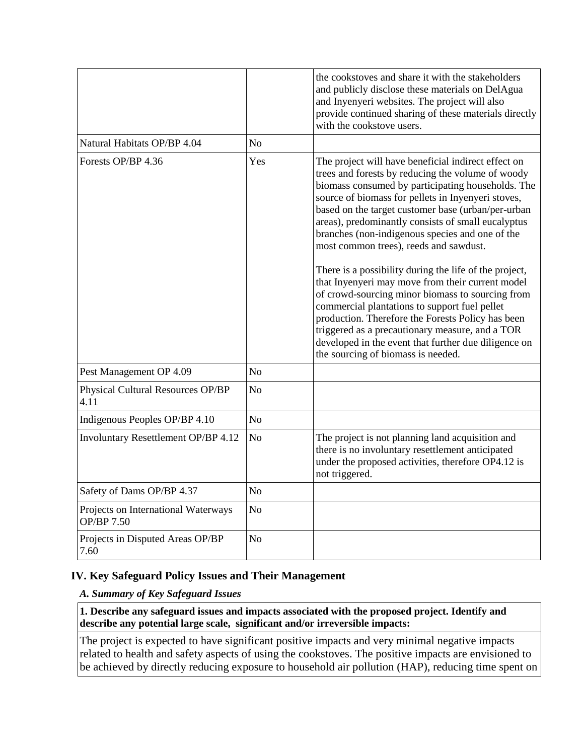| | | |
|---|---|---|
| | | the cookstoves and share it with the stakeholders and publicly disclose these materials on DelAgua and Inyenyeri websites. The project will also provide continued sharing of these materials directly with the cookstove users. |
| Natural Habitats OP/BP 4.04 | No | |
| Forests OP/BP 4.36 | Yes | The project will have beneficial indirect effect on trees and forests by reducing the volume of woody biomass consumed by participating households. The source of biomass for pellets in Inyenyeri stoves, based on the target customer base (urban/per-urban areas), predominantly consists of small eucalyptus branches (non-indigenous species and one of the most common trees), reeds and sawdust.<br><br>There is a possibility during the life of the project, that Inyenyeri may move from their current model of crowd-sourcing minor biomass to sourcing from commercial plantations to support fuel pellet production. Therefore the Forests Policy has been triggered as a precautionary measure, and a TOR developed in the event that further due diligence on the sourcing of biomass is needed. |
| Pest Management OP 4.09 | No | |
| Physical Cultural Resources OP/BP 4.11 | No | |
| Indigenous Peoples OP/BP 4.10 | No | |
| Involuntary Resettlement OP/BP 4.12 | No | The project is not planning land acquisition and there is no involuntary resettlement anticipated under the proposed activities, therefore OP4.12 is not triggered. |
| Safety of Dams OP/BP 4.37 | No | |
| Projects on International Waterways OP/BP 7.50 | No | |
| Projects in Disputed Areas OP/BP 7.60 | No | |

## IV. Key Safeguard Policy Issues and Their Management

### *A. Summary of Key Safeguard Issues*

**1. Describe any safeguard issues and impacts associated with the proposed project. Identify and describe any potential large scale, significant and/or irreversible impacts:**

The project is expected to have significant positive impacts and very minimal negative impacts related to health and safety aspects of using the cookstoves. The positive impacts are envisioned to be achieved by directly reducing exposure to household air pollution (HAP), reducing time spent on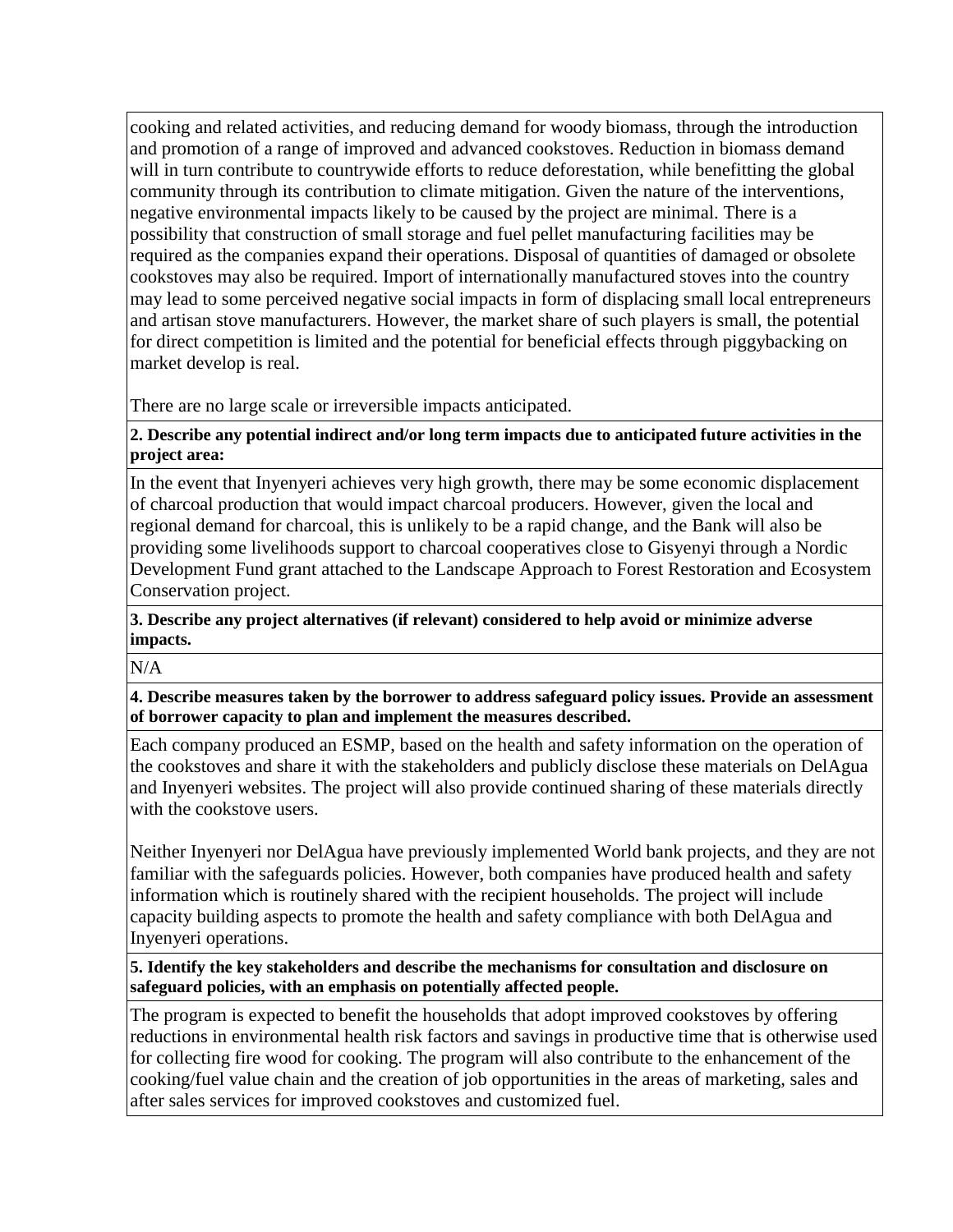cooking and related activities, and reducing demand for woody biomass, through the introduction and promotion of a range of improved and advanced cookstoves. Reduction in biomass demand will in turn contribute to countrywide efforts to reduce deforestation, while benefitting the global community through its contribution to climate mitigation. Given the nature of the interventions, negative environmental impacts likely to be caused by the project are minimal. There is a possibility that construction of small storage and fuel pellet manufacturing facilities may be required as the companies expand their operations. Disposal of quantities of damaged or obsolete cookstoves may also be required. Import of internationally manufactured stoves into the country may lead to some perceived negative social impacts in form of displacing small local entrepreneurs and artisan stove manufacturers. However, the market share of such players is small, the potential for direct competition is limited and the potential for beneficial effects through piggybacking on market develop is real.

There are no large scale or irreversible impacts anticipated.

**2. Describe any potential indirect and/or long term impacts due to anticipated future activities in the project area:**

In the event that Inyenyeri achieves very high growth, there may be some economic displacement of charcoal production that would impact charcoal producers. However, given the local and regional demand for charcoal, this is unlikely to be a rapid change, and the Bank will also be providing some livelihoods support to charcoal cooperatives close to Gisyenyi through a Nordic Development Fund grant attached to the Landscape Approach to Forest Restoration and Ecosystem Conservation project.

**3. Describe any project alternatives (if relevant) considered to help avoid or minimize adverse impacts.**

N/A

**4. Describe measures taken by the borrower to address safeguard policy issues. Provide an assessment of borrower capacity to plan and implement the measures described.**

Each company produced an ESMP, based on the health and safety information on the operation of the cookstoves and share it with the stakeholders and publicly disclose these materials on DelAgua and Inyenyeri websites. The project will also provide continued sharing of these materials directly with the cookstove users.

Neither Inyenyeri nor DelAgua have previously implemented World bank projects, and they are not familiar with the safeguards policies. However, both companies have produced health and safety information which is routinely shared with the recipient households. The project will include capacity building aspects to promote the health and safety compliance with both DelAgua and Inyenyeri operations.

**5. Identify the key stakeholders and describe the mechanisms for consultation and disclosure on safeguard policies, with an emphasis on potentially affected people.**

The program is expected to benefit the households that adopt improved cookstoves by offering reductions in environmental health risk factors and savings in productive time that is otherwise used for collecting fire wood for cooking. The program will also contribute to the enhancement of the cooking/fuel value chain and the creation of job opportunities in the areas of marketing, sales and after sales services for improved cookstoves and customized fuel.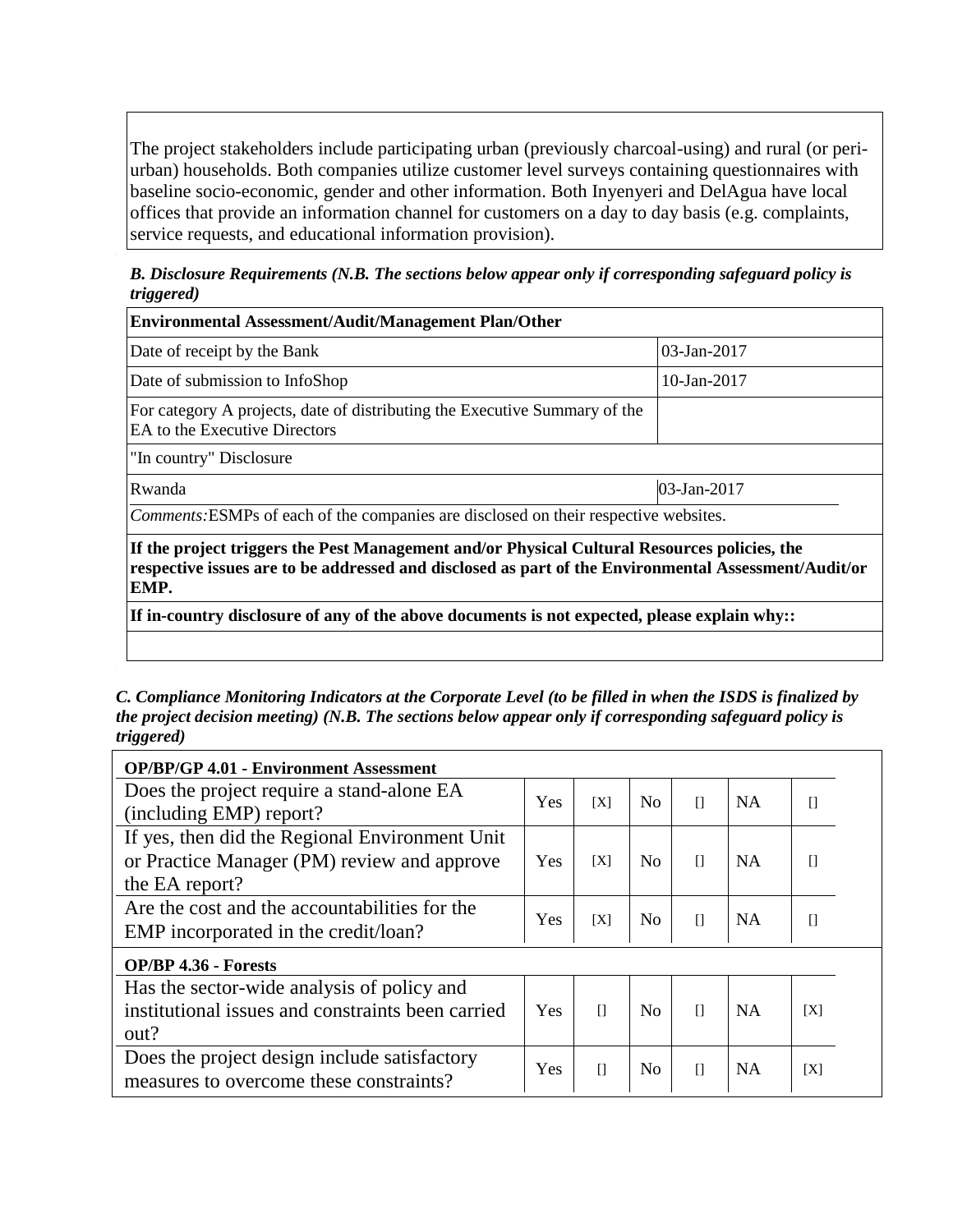The project stakeholders include participating urban (previously charcoal-using) and rural (or peri-urban) households. Both companies utilize customer level surveys containing questionnaires with baseline socio-economic, gender and other information. Both Inyenyeri and DelAgua have local offices that provide an information channel for customers on a day to day basis (e.g. complaints, service requests, and educational information provision).

***B. Disclosure Requirements (N.B. The sections below appear only if corresponding safeguard policy is triggered)***

| **Environmental Assessment/Audit/Management Plan/Other** | |
|---|---|
| Date of receipt by the Bank | 03-Jan-2017 |
| Date of submission to InfoShop | 10-Jan-2017 |
| For category A projects, date of distributing the Executive Summary of the EA to the Executive Directors | |
| "In country" Disclosure | |
| Rwanda | 03-Jan-2017 |
| *Comments:* ESMPs of each of the companies are disclosed on their respective websites. | |
| **If the project triggers the Pest Management and/or Physical Cultural Resources policies, the respective issues are to be addressed and disclosed as part of the Environmental Assessment/Audit/or EMP.** | |
| **If in-country disclosure of any of the above documents is not expected, please explain why::** | |
| | |

***C. Compliance Monitoring Indicators at the Corporate Level (to be filled in when the ISDS is finalized by the project decision meeting) (N.B. The sections below appear only if corresponding safeguard policy is triggered)***

| **OP/BP/GP 4.01 - Environment Assessment** | | | | | | |
|---|---|---|---|---|---|---|
| Does the project require a stand-alone EA (including EMP) report? | Yes | [X] | No | [] | NA | [] |
| If yes, then did the Regional Environment Unit or Practice Manager (PM) review and approve the EA report? | Yes | [X] | No | [] | NA | [] |
| Are the cost and the accountabilities for the EMP incorporated in the credit/loan? | Yes | [X] | No | [] | NA | [] |
| **OP/BP 4.36 - Forests** | | | | | | |
| Has the sector-wide analysis of policy and institutional issues and constraints been carried out? | Yes | [] | No | [] | NA | [X] |
| Does the project design include satisfactory measures to overcome these constraints? | Yes | [] | No | [] | NA | [X] |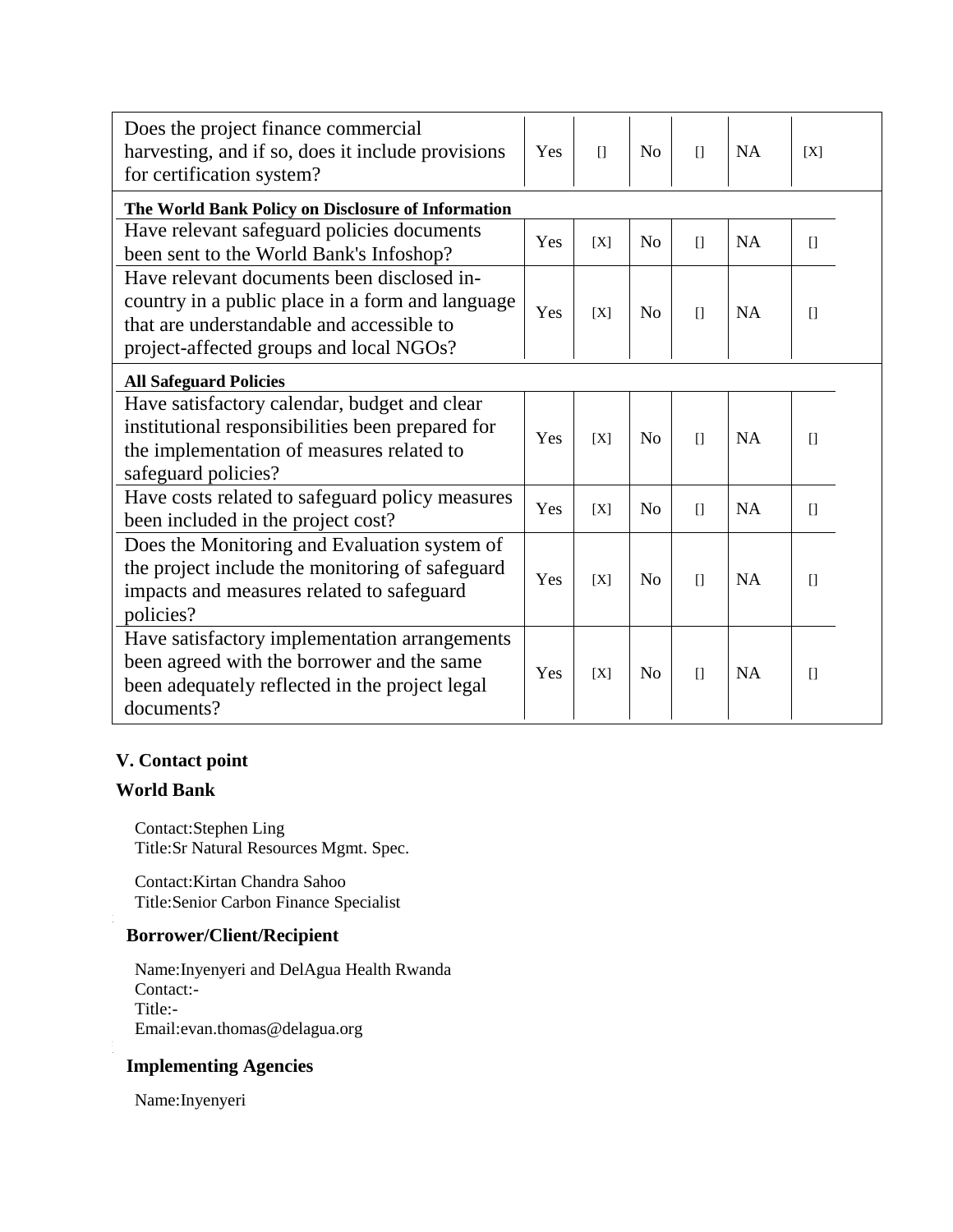| Does the project finance commercial harvesting, and if so, does it include provisions for certification system? | Yes | [] | No | [] | NA | [X] |
|---|---|---|---|---|---|---|
| **The World Bank Policy on Disclosure of Information** | | | | | | |
| Have relevant safeguard policies documents been sent to the World Bank's Infoshop? | Yes | [X] | No | [] | NA | [] |
| Have relevant documents been disclosed in-country in a public place in a form and language that are understandable and accessible to project-affected groups and local NGOs? | Yes | [X] | No | [] | NA | [] |
| **All Safeguard Policies** | | | | | | |
| Have satisfactory calendar, budget and clear institutional responsibilities been prepared for the implementation of measures related to safeguard policies? | Yes | [X] | No | [] | NA | [] |
| Have costs related to safeguard policy measures been included in the project cost? | Yes | [X] | No | [] | NA | [] |
| Does the Monitoring and Evaluation system of the project include the monitoring of safeguard impacts and measures related to safeguard policies? | Yes | [X] | No | [] | NA | [] |
| Have satisfactory implementation arrangements been agreed with the borrower and the same been adequately reflected in the project legal documents? | Yes | [X] | No | [] | NA | [] |

## V. Contact point

### World Bank

Contact:Stephen Ling
Title:Sr Natural Resources Mgmt. Spec.

Contact:Kirtan Chandra Sahoo
Title:Senior Carbon Finance Specialist

### Borrower/Client/Recipient

Name:Inyenyeri and DelAgua Health Rwanda
Contact:-
Title:-
Email:evan.thomas@delagua.org

### Implementing Agencies

Name:Inyenyeri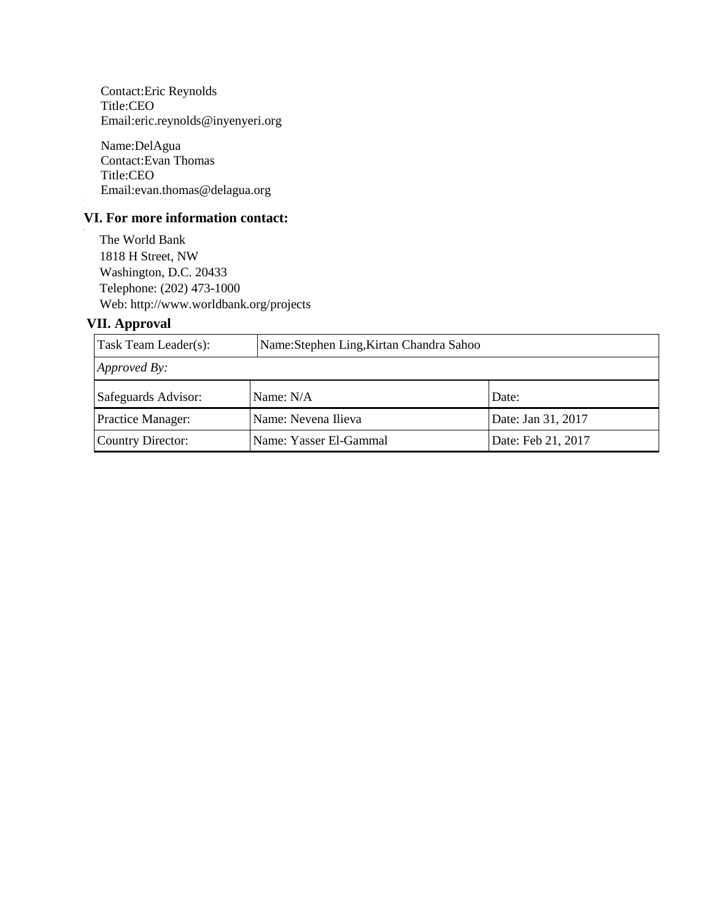Contact:Eric Reynolds
Title:CEO
Email:eric.reynolds@inyenyeri.org

Name:DelAgua
Contact:Evan Thomas
Title:CEO
Email:evan.thomas@delagua.org

## VI. For more information contact:

The World Bank
1818 H Street, NW
Washington, D.C. 20433
Telephone: (202) 473-1000
Web: http://www.worldbank.org/projects

## VII. Approval

| | | |
|---|---|---|
| Task Team Leader(s): | Name:Stephen Ling,Kirtan Chandra Sahoo | |
| *Approved By:* | | |
| Safeguards Advisor: | Name: N/A | Date: |
| Practice Manager: | Name: Nevena Ilieva | Date: Jan 31, 2017 |
| Country Director: | Name: Yasser El-Gammal | Date: Feb 21, 2017 |